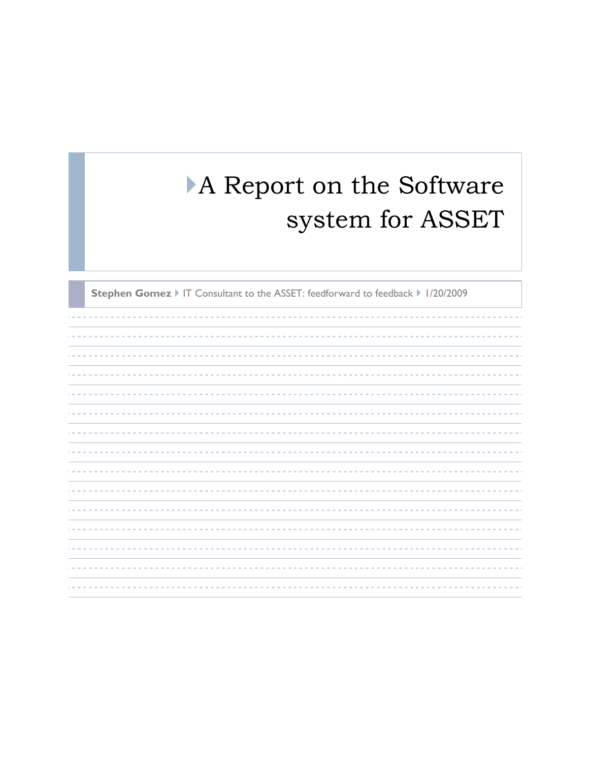# A Report on the Software system for ASSET

**Stephen Gomez** IT Consultant to the ASSET: feedforward to feedback 1/20/2009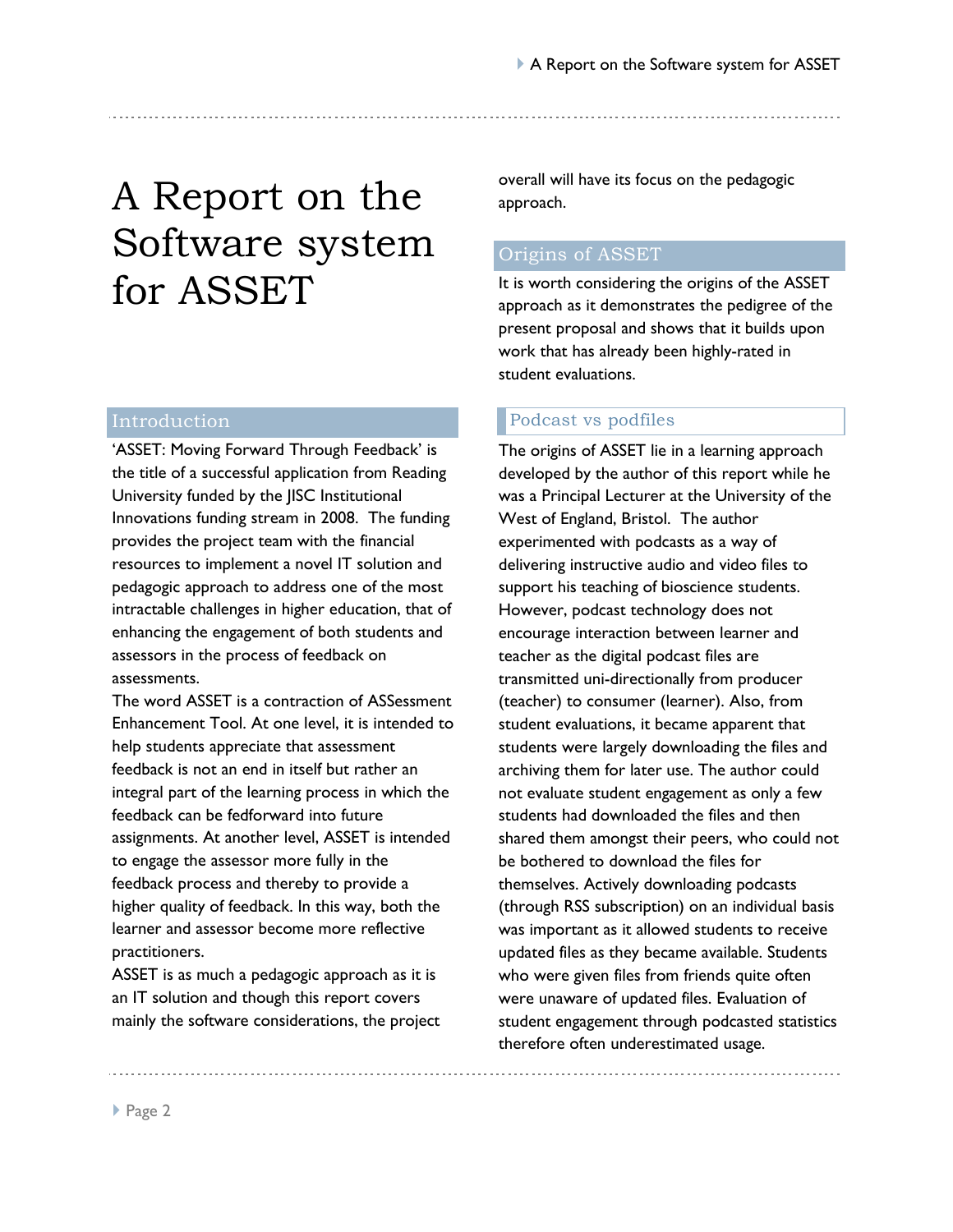# A Report on the Software system for ASSET

## Introduction

'ASSET: Moving Forward Through Feedback' is the title of a successful application from Reading University funded by the JISC Institutional Innovations funding stream in 2008. The funding provides the project team with the financial resources to implement a novel IT solution and pedagogic approach to address one of the most intractable challenges in higher education, that of enhancing the engagement of both students and assessors in the process of feedback on assessments.

The word ASSET is a contraction of ASSessment Enhancement Tool. At one level, it is intended to help students appreciate that assessment feedback is not an end in itself but rather an integral part of the learning process in which the feedback can be fedforward into future assignments. At another level, ASSET is intended to engage the assessor more fully in the feedback process and thereby to provide a higher quality of feedback. In this way, both the learner and assessor become more reflective practitioners.

ASSET is as much a pedagogic approach as it is an IT solution and though this report covers mainly the software considerations, the project overall will have its focus on the pedagogic approach.

## Origins of ASSET

It is worth considering the origins of the ASSET approach as it demonstrates the pedigree of the present proposal and shows that it builds upon work that has already been highly-rated in student evaluations.

### Podcast vs podfiles

The origins of ASSET lie in a learning approach developed by the author of this report while he was a Principal Lecturer at the University of the West of England, Bristol. The author experimented with podcasts as a way of delivering instructive audio and video files to support his teaching of bioscience students. However, podcast technology does not encourage interaction between learner and teacher as the digital podcast files are transmitted uni-directionally from producer (teacher) to consumer (learner). Also, from student evaluations, it became apparent that students were largely downloading the files and archiving them for later use. The author could not evaluate student engagement as only a few students had downloaded the files and then shared them amongst their peers, who could not be bothered to download the files for themselves. Actively downloading podcasts (through RSS subscription) on an individual basis was important as it allowed students to receive updated files as they became available. Students who were given files from friends quite often were unaware of updated files. Evaluation of student engagement through podcasted statistics therefore often underestimated usage.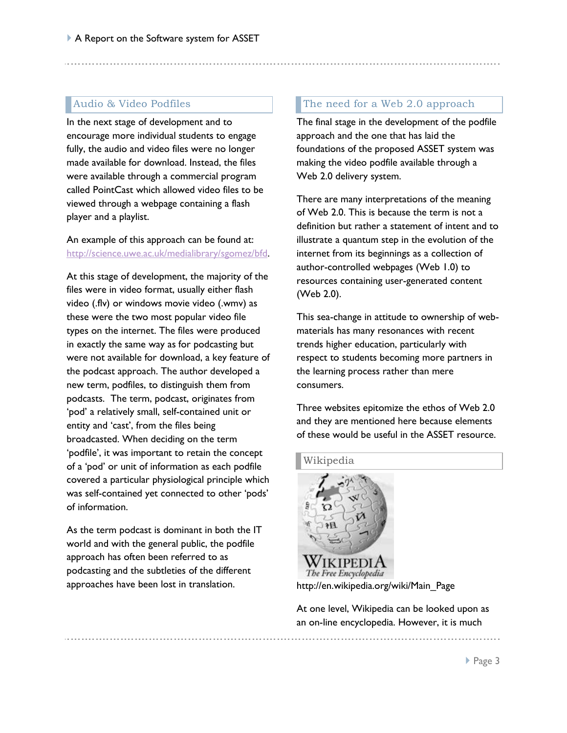## Audio & Video Podfiles

In the next stage of development and to encourage more individual students to engage fully, the audio and video files were no longer made available for download. Instead, the files were available through a commercial program called PointCast which allowed video files to be viewed through a webpage containing a flash player and a playlist.

An example of this approach can be found at: http://science.uwe.ac.uk/medialibrary/sgomez/bfd.

At this stage of development, the majority of the files were in video format, usually either flash video (.flv) or windows movie video (.wmv) as these were the two most popular video file types on the internet. The files were produced in exactly the same way as for podcasting but were not available for download, a key feature of the podcast approach. The author developed a new term, podfiles, to distinguish them from podcasts. The term, podcast, originates from 'pod' a relatively small, self-contained unit or entity and 'cast', from the files being broadcasted. When deciding on the term 'podfile', it was important to retain the concept of a 'pod' or unit of information as each podfile covered a particular physiological principle which was self-contained yet connected to other 'pods' of information.

As the term podcast is dominant in both the IT world and with the general public, the podfile approach has often been referred to as podcasting and the subtleties of the different approaches have been lost in translation.

## The need for a Web 2.0 approach

The final stage in the development of the podfile approach and the one that has laid the foundations of the proposed ASSET system was making the video podfile available through a Web 2.0 delivery system.

There are many interpretations of the meaning of Web 2.0. This is because the term is not a definition but rather a statement of intent and to illustrate a quantum step in the evolution of the internet from its beginnings as a collection of author-controlled webpages (Web 1.0) to resources containing user-generated content (Web 2.0).

This sea-change in attitude to ownership of web-materials has many resonances with recent trends higher education, particularly with respect to students becoming more partners in the learning process rather than mere consumers.

Three websites epitomize the ethos of Web 2.0 and they are mentioned here because elements of these would be useful in the ASSET resource.

### Wikipedia

http://en.wikipedia.org/wiki/Main_Page

At one level, Wikipedia can be looked upon as an on-line encyclopedia. However, it is much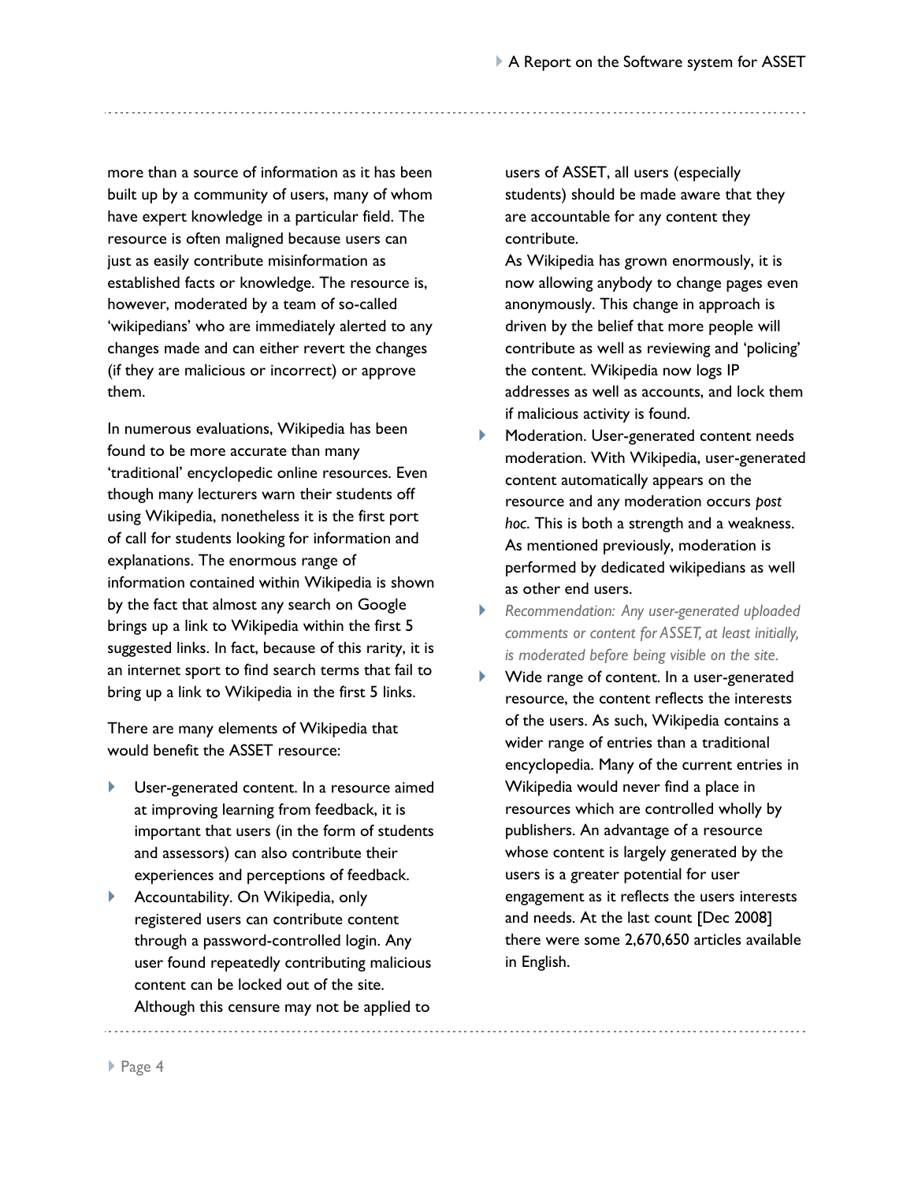more than a source of information as it has been built up by a community of users, many of whom have expert knowledge in a particular field. The resource is often maligned because users can just as easily contribute misinformation as established facts or knowledge. The resource is, however, moderated by a team of so-called 'wikipedians' who are immediately alerted to any changes made and can either revert the changes (if they are malicious or incorrect) or approve them.

In numerous evaluations, Wikipedia has been found to be more accurate than many 'traditional' encyclopedic online resources. Even though many lecturers warn their students off using Wikipedia, nonetheless it is the first port of call for students looking for information and explanations. The enormous range of information contained within Wikipedia is shown by the fact that almost any search on Google brings up a link to Wikipedia within the first 5 suggested links. In fact, because of this rarity, it is an internet sport to find search terms that fail to bring up a link to Wikipedia in the first 5 links.

There are many elements of Wikipedia that would benefit the ASSET resource:

- User-generated content. In a resource aimed at improving learning from feedback, it is important that users (in the form of students and assessors) can also contribute their experiences and perceptions of feedback.
- Accountability. On Wikipedia, only registered users can contribute content through a password-controlled login. Any user found repeatedly contributing malicious content can be locked out of the site. Although this censure may not be applied to users of ASSET, all users (especially students) should be made aware that they are accountable for any content they contribute.
  As Wikipedia has grown enormously, it is now allowing anybody to change pages even anonymously. This change in approach is driven by the belief that more people will contribute as well as reviewing and 'policing' the content. Wikipedia now logs IP addresses as well as accounts, and lock them if malicious activity is found.
- Moderation. User-generated content needs moderation. With Wikipedia, user-generated content automatically appears on the resource and any moderation occurs *post hoc*. This is both a strength and a weakness. As mentioned previously, moderation is performed by dedicated wikipedians as well as other end users.
- *Recommendation: Any user-generated uploaded comments or content for ASSET, at least initially, is moderated before being visible on the site.*
- Wide range of content. In a user-generated resource, the content reflects the interests of the users. As such, Wikipedia contains a wider range of entries than a traditional encyclopedia. Many of the current entries in Wikipedia would never find a place in resources which are controlled wholly by publishers. An advantage of a resource whose content is largely generated by the users is a greater potential for user engagement as it reflects the users interests and needs. At the last count [Dec 2008] there were some 2,670,650 articles available in English.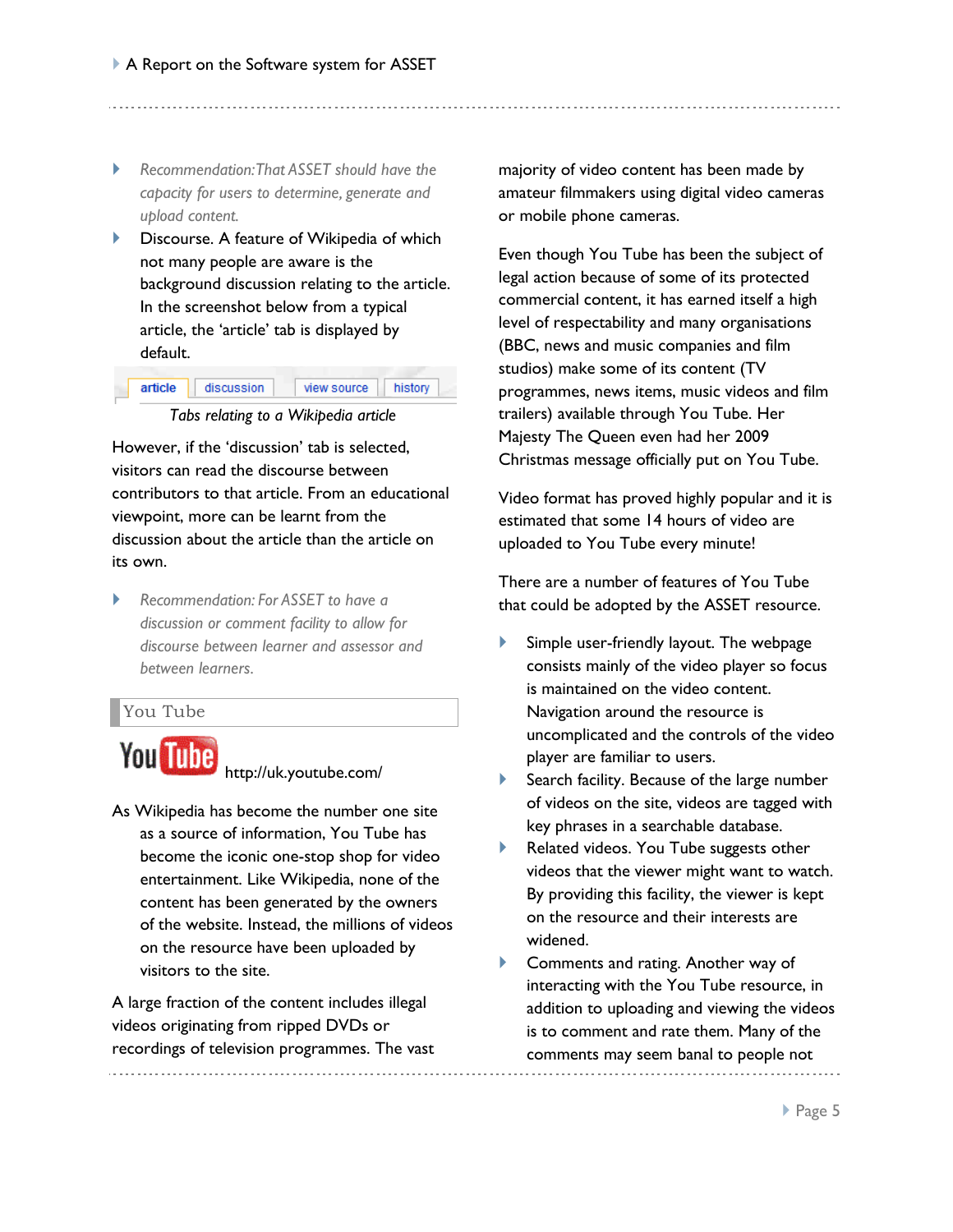- *Recommendation: That ASSET should have the capacity for users to determine, generate and upload content.*
- Discourse. A feature of Wikipedia of which not many people are aware is the background discussion relating to the article. In the screenshot below from a typical article, the 'article' tab is displayed by default.

article | discussion | view source | history

*Tabs relating to a Wikipedia article*

However, if the 'discussion' tab is selected, visitors can read the discourse between contributors to that article. From an educational viewpoint, more can be learnt from the discussion about the article than the article on its own.

- *Recommendation: For ASSET to have a discussion or comment facility to allow for discourse between learner and assessor and between learners.*

## You Tube

You Tube http://uk.youtube.com/

As Wikipedia has become the number one site as a source of information, You Tube has become the iconic one-stop shop for video entertainment. Like Wikipedia, none of the content has been generated by the owners of the website. Instead, the millions of videos on the resource have been uploaded by visitors to the site.

A large fraction of the content includes illegal videos originating from ripped DVDs or recordings of television programmes. The vast majority of video content has been made by amateur filmmakers using digital video cameras or mobile phone cameras.

Even though You Tube has been the subject of legal action because of some of its protected commercial content, it has earned itself a high level of respectability and many organisations (BBC, news and music companies and film studios) make some of its content (TV programmes, news items, music videos and film trailers) available through You Tube. Her Majesty The Queen even had her 2009 Christmas message officially put on You Tube.

Video format has proved highly popular and it is estimated that some 14 hours of video are uploaded to You Tube every minute!

There are a number of features of You Tube that could be adopted by the ASSET resource.

- Simple user-friendly layout. The webpage consists mainly of the video player so focus is maintained on the video content. Navigation around the resource is uncomplicated and the controls of the video player are familiar to users.
- Search facility. Because of the large number of videos on the site, videos are tagged with key phrases in a searchable database.
- Related videos. You Tube suggests other videos that the viewer might want to watch. By providing this facility, the viewer is kept on the resource and their interests are widened.
- Comments and rating. Another way of interacting with the You Tube resource, in addition to uploading and viewing the videos is to comment and rate them. Many of the comments may seem banal to people not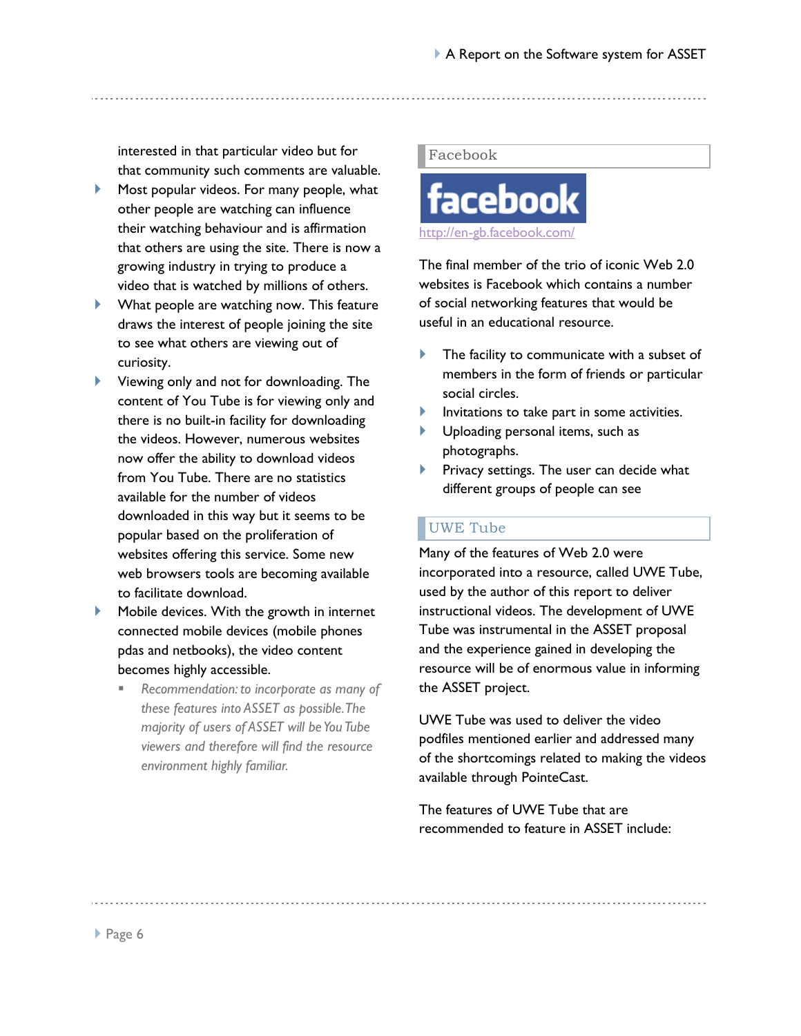interested in that particular video but for that community such comments are valuable.

- Most popular videos. For many people, what other people are watching can influence their watching behaviour and is affirmation that others are using the site. There is now a growing industry in trying to produce a video that is watched by millions of others.
- What people are watching now. This feature draws the interest of people joining the site to see what others are viewing out of curiosity.
- Viewing only and not for downloading. The content of You Tube is for viewing only and there is no built-in facility for downloading the videos. However, numerous websites now offer the ability to download videos from You Tube. There are no statistics available for the number of videos downloaded in this way but it seems to be popular based on the proliferation of websites offering this service. Some new web browsers tools are becoming available to facilitate download.
- Mobile devices. With the growth in internet connected mobile devices (mobile phones pdas and netbooks), the video content becomes highly accessible.
  - *Recommendation: to incorporate as many of these features into ASSET as possible. The majority of users of ASSET will be You Tube viewers and therefore will find the resource environment highly familiar.*

## Facebook

facebook

http://en-gb.facebook.com/

The final member of the trio of iconic Web 2.0 websites is Facebook which contains a number of social networking features that would be useful in an educational resource.

- The facility to communicate with a subset of members in the form of friends or particular social circles.
- Invitations to take part in some activities.
- Uploading personal items, such as photographs.
- Privacy settings. The user can decide what different groups of people can see

## UWE Tube

Many of the features of Web 2.0 were incorporated into a resource, called UWE Tube, used by the author of this report to deliver instructional videos. The development of UWE Tube was instrumental in the ASSET proposal and the experience gained in developing the resource will be of enormous value in informing the ASSET project.

UWE Tube was used to deliver the video podfiles mentioned earlier and addressed many of the shortcomings related to making the videos available through PointeCast.

The features of UWE Tube that are recommended to feature in ASSET include: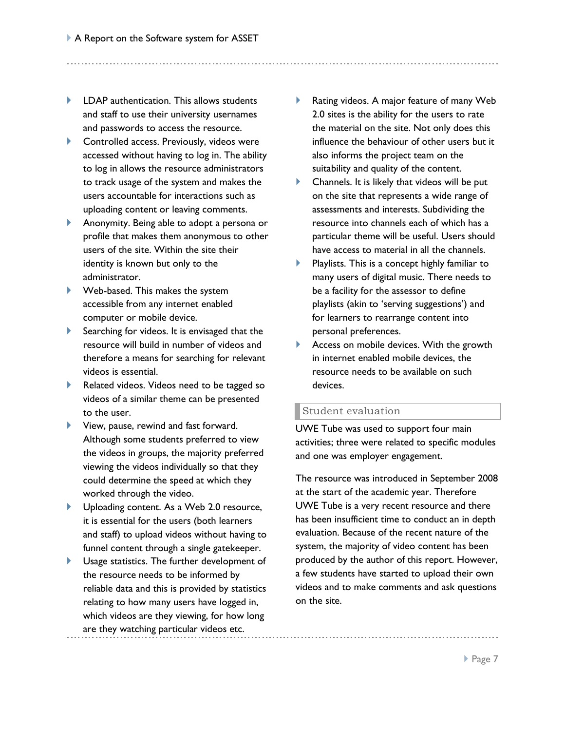- LDAP authentication. This allows students and staff to use their university usernames and passwords to access the resource.
- Controlled access. Previously, videos were accessed without having to log in. The ability to log in allows the resource administrators to track usage of the system and makes the users accountable for interactions such as uploading content or leaving comments.
- Anonymity. Being able to adopt a persona or profile that makes them anonymous to other users of the site. Within the site their identity is known but only to the administrator.
- Web-based. This makes the system accessible from any internet enabled computer or mobile device.
- Searching for videos. It is envisaged that the resource will build in number of videos and therefore a means for searching for relevant videos is essential.
- Related videos. Videos need to be tagged so videos of a similar theme can be presented to the user.
- View, pause, rewind and fast forward. Although some students preferred to view the videos in groups, the majority preferred viewing the videos individually so that they could determine the speed at which they worked through the video.
- Uploading content. As a Web 2.0 resource, it is essential for the users (both learners and staff) to upload videos without having to funnel content through a single gatekeeper.
- Usage statistics. The further development of the resource needs to be informed by reliable data and this is provided by statistics relating to how many users have logged in, which videos are they viewing, for how long are they watching particular videos etc.
- Rating videos. A major feature of many Web 2.0 sites is the ability for the users to rate the material on the site. Not only does this influence the behaviour of other users but it also informs the project team on the suitability and quality of the content.
- Channels. It is likely that videos will be put on the site that represents a wide range of assessments and interests. Subdividing the resource into channels each of which has a particular theme will be useful. Users should have access to material in all the channels.
- Playlists. This is a concept highly familiar to many users of digital music. There needs to be a facility for the assessor to define playlists (akin to 'serving suggestions') and for learners to rearrange content into personal preferences.
- Access on mobile devices. With the growth in internet enabled mobile devices, the resource needs to be available on such devices.

## Student evaluation

UWE Tube was used to support four main activities; three were related to specific modules and one was employer engagement.

The resource was introduced in September 2008 at the start of the academic year. Therefore UWE Tube is a very recent resource and there has been insufficient time to conduct an in depth evaluation. Because of the recent nature of the system, the majority of video content has been produced by the author of this report. However, a few students have started to upload their own videos and to make comments and ask questions on the site.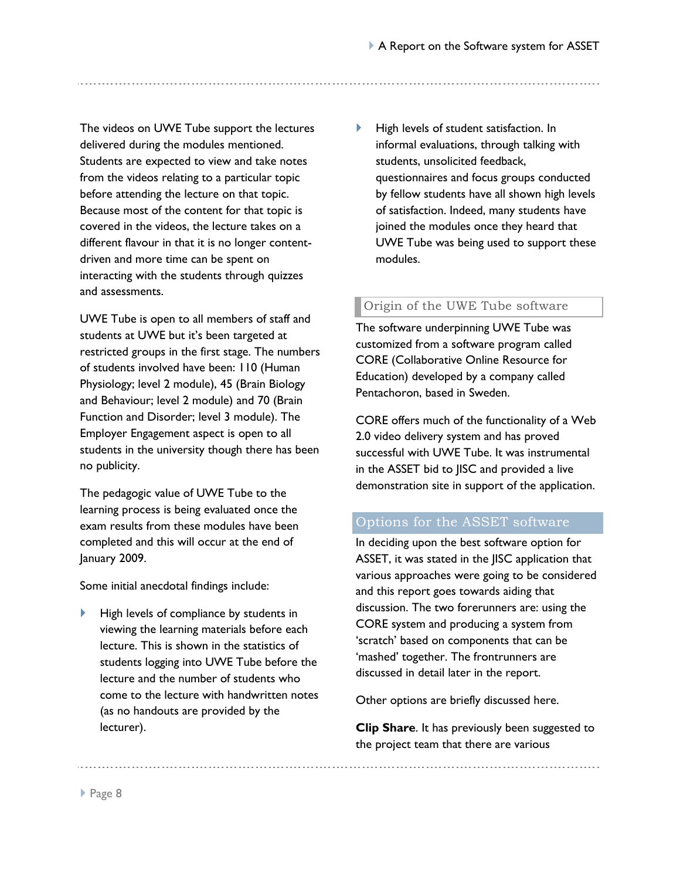The videos on UWE Tube support the lectures delivered during the modules mentioned. Students are expected to view and take notes from the videos relating to a particular topic before attending the lecture on that topic. Because most of the content for that topic is covered in the videos, the lecture takes on a different flavour in that it is no longer content-driven and more time can be spent on interacting with the students through quizzes and assessments.

UWE Tube is open to all members of staff and students at UWE but it's been targeted at restricted groups in the first stage. The numbers of students involved have been: 110 (Human Physiology; level 2 module), 45 (Brain Biology and Behaviour; level 2 module) and 70 (Brain Function and Disorder; level 3 module). The Employer Engagement aspect is open to all students in the university though there has been no publicity.

The pedagogic value of UWE Tube to the learning process is being evaluated once the exam results from these modules have been completed and this will occur at the end of January 2009.

Some initial anecdotal findings include:

- High levels of compliance by students in viewing the learning materials before each lecture. This is shown in the statistics of students logging into UWE Tube before the lecture and the number of students who come to the lecture with handwritten notes (as no handouts are provided by the lecturer).
- High levels of student satisfaction. In informal evaluations, through talking with students, unsolicited feedback, questionnaires and focus groups conducted by fellow students have all shown high levels of satisfaction. Indeed, many students have joined the modules once they heard that UWE Tube was being used to support these modules.

### Origin of the UWE Tube software

The software underpinning UWE Tube was customized from a software program called CORE (Collaborative Online Resource for Education) developed by a company called Pentachoron, based in Sweden.

CORE offers much of the functionality of a Web 2.0 video delivery system and has proved successful with UWE Tube. It was instrumental in the ASSET bid to JISC and provided a live demonstration site in support of the application.

## Options for the ASSET software

In deciding upon the best software option for ASSET, it was stated in the JISC application that various approaches were going to be considered and this report goes towards aiding that discussion. The two forerunners are: using the CORE system and producing a system from 'scratch' based on components that can be 'mashed' together. The frontrunners are discussed in detail later in the report.

Other options are briefly discussed here.

**Clip Share**. It has previously been suggested to the project team that there are various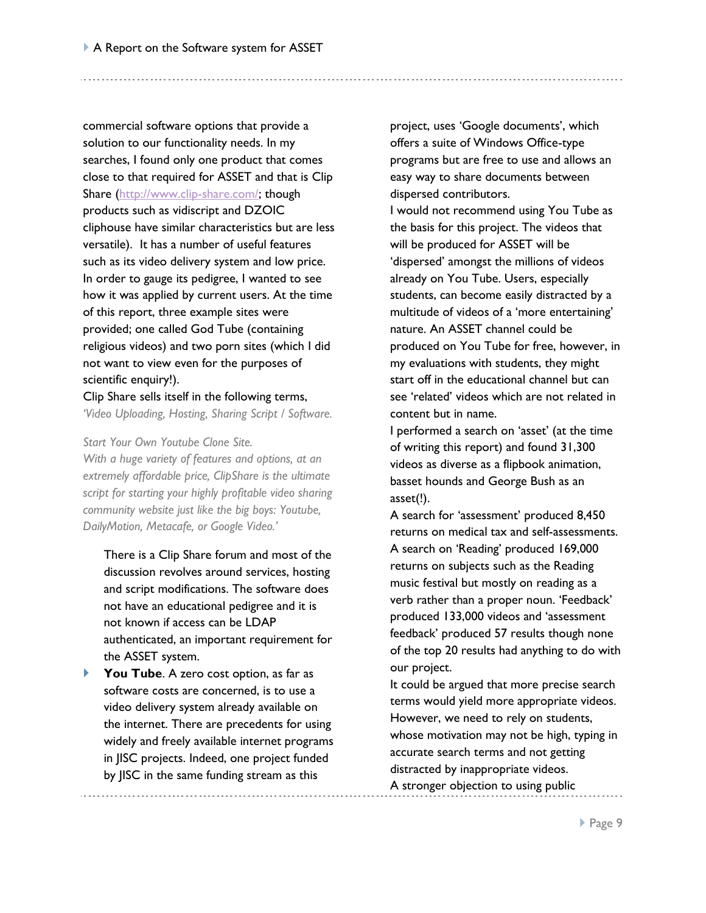commercial software options that provide a solution to our functionality needs. In my searches, I found only one product that comes close to that required for ASSET and that is Clip Share (http://www.clip-share.com/; though products such as vidiscript and DZOIC cliphouse have similar characteristics but are less versatile). It has a number of useful features such as its video delivery system and low price. In order to gauge its pedigree, I wanted to see how it was applied by current users. At the time of this report, three example sites were provided; one called God Tube (containing religious videos) and two porn sites (which I did not want to view even for the purposes of scientific enquiry!).

Clip Share sells itself in the following terms, *'Video Uploading, Hosting, Sharing Script / Software.*

*Start Your Own Youtube Clone Site.*
*With a huge variety of features and options, at an extremely affordable price, ClipShare is the ultimate script for starting your highly profitable video sharing community website just like the big boys: Youtube, DailyMotion, Metacafe, or Google Video.'*

There is a Clip Share forum and most of the discussion revolves around services, hosting and script modifications. The software does not have an educational pedigree and it is not known if access can be LDAP authenticated, an important requirement for the ASSET system.

- **You Tube**. A zero cost option, as far as software costs are concerned, is to use a video delivery system already available on the internet. There are precedents for using widely and freely available internet programs in JISC projects. Indeed, one project funded by JISC in the same funding stream as this project, uses 'Google documents', which offers a suite of Windows Office-type programs but are free to use and allows an easy way to share documents between dispersed contributors.

I would not recommend using You Tube as the basis for this project. The videos that will be produced for ASSET will be 'dispersed' amongst the millions of videos already on You Tube. Users, especially students, can become easily distracted by a multitude of videos of a 'more entertaining' nature. An ASSET channel could be produced on You Tube for free, however, in my evaluations with students, they might start off in the educational channel but can see 'related' videos which are not related in content but in name.

I performed a search on 'asset' (at the time of writing this report) and found 31,300 videos as diverse as a flipbook animation, basset hounds and George Bush as an asset(!).

A search for 'assessment' produced 8,450 returns on medical tax and self-assessments. A search on 'Reading' produced 169,000 returns on subjects such as the Reading music festival but mostly on reading as a verb rather than a proper noun. 'Feedback' produced 133,000 videos and 'assessment feedback' produced 57 results though none of the top 20 results had anything to do with our project.

It could be argued that more precise search terms would yield more appropriate videos. However, we need to rely on students, whose motivation may not be high, typing in accurate search terms and not getting distracted by inappropriate videos.

A stronger objection to using public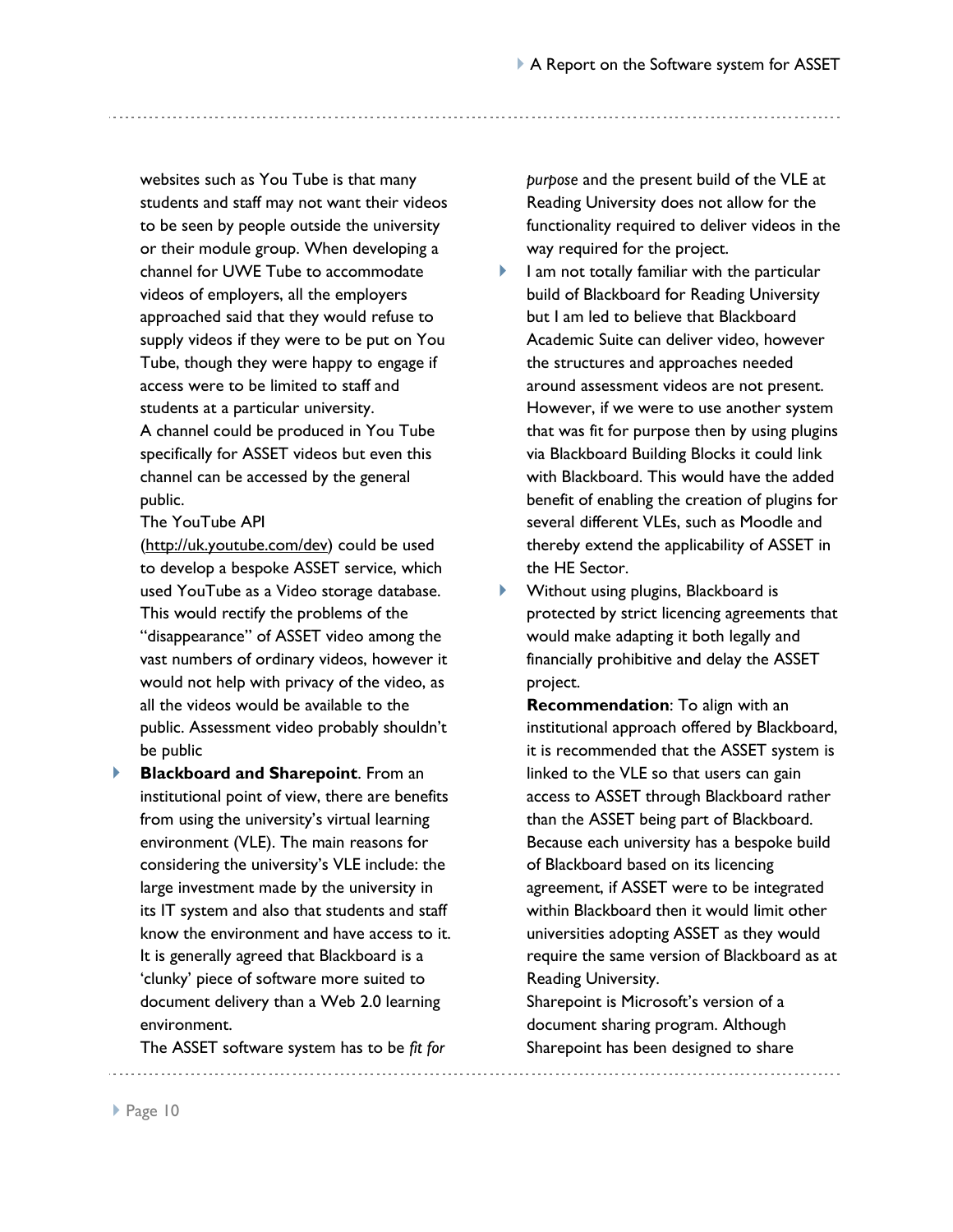websites such as You Tube is that many students and staff may not want their videos to be seen by people outside the university or their module group. When developing a channel for UWE Tube to accommodate videos of employers, all the employers approached said that they would refuse to supply videos if they were to be put on You Tube, though they were happy to engage if access were to be limited to staff and students at a particular university.
A channel could be produced in You Tube specifically for ASSET videos but even this channel can be accessed by the general public.
The YouTube API (http://uk.youtube.com/dev) could be used to develop a bespoke ASSET service, which used YouTube as a Video storage database. This would rectify the problems of the "disappearance" of ASSET video among the vast numbers of ordinary videos, however it would not help with privacy of the video, as all the videos would be available to the public. Assessment video probably shouldn't be public

- **Blackboard and Sharepoint**. From an institutional point of view, there are benefits from using the university's virtual learning environment (VLE). The main reasons for considering the university's VLE include: the large investment made by the university in its IT system and also that students and staff know the environment and have access to it. It is generally agreed that Blackboard is a 'clunky' piece of software more suited to document delivery than a Web 2.0 learning environment.
The ASSET software system has to be *fit for purpose* and the present build of the VLE at Reading University does not allow for the functionality required to deliver videos in the way required for the project.
- I am not totally familiar with the particular build of Blackboard for Reading University but I am led to believe that Blackboard Academic Suite can deliver video, however the structures and approaches needed around assessment videos are not present. However, if we were to use another system that was fit for purpose then by using plugins via Blackboard Building Blocks it could link with Blackboard. This would have the added benefit of enabling the creation of plugins for several different VLEs, such as Moodle and thereby extend the applicability of ASSET in the HE Sector.
- Without using plugins, Blackboard is protected by strict licencing agreements that would make adapting it both legally and financially prohibitive and delay the ASSET project.
**Recommendation**: To align with an institutional approach offered by Blackboard, it is recommended that the ASSET system is linked to the VLE so that users can gain access to ASSET through Blackboard rather than the ASSET being part of Blackboard. Because each university has a bespoke build of Blackboard based on its licencing agreement, if ASSET were to be integrated within Blackboard then it would limit other universities adopting ASSET as they would require the same version of Blackboard as at Reading University.
Sharepoint is Microsoft's version of a document sharing program. Although Sharepoint has been designed to share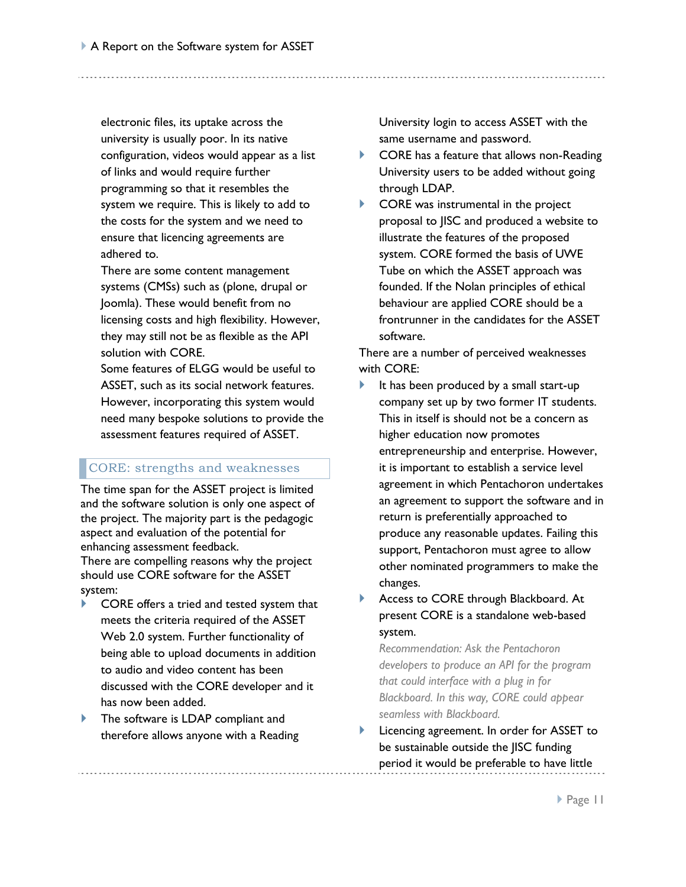electronic files, its uptake across the university is usually poor. In its native configuration, videos would appear as a list of links and would require further programming so that it resembles the system we require. This is likely to add to the costs for the system and we need to ensure that licencing agreements are adhered to.

There are some content management systems (CMSs) such as (plone, drupal or Joomla). These would benefit from no licensing costs and high flexibility. However, they may still not be as flexible as the API solution with CORE.

Some features of ELGG would be useful to ASSET, such as its social network features. However, incorporating this system would need many bespoke solutions to provide the assessment features required of ASSET.

## CORE: strengths and weaknesses

The time span for the ASSET project is limited and the software solution is only one aspect of the project. The majority part is the pedagogic aspect and evaluation of the potential for enhancing assessment feedback.

There are compelling reasons why the project should use CORE software for the ASSET system:

- CORE offers a tried and tested system that meets the criteria required of the ASSET Web 2.0 system. Further functionality of being able to upload documents in addition to audio and video content has been discussed with the CORE developer and it has now been added.
- The software is LDAP compliant and therefore allows anyone with a Reading University login to access ASSET with the same username and password.
- CORE has a feature that allows non-Reading University users to be added without going through LDAP.
- CORE was instrumental in the project proposal to JISC and produced a website to illustrate the features of the proposed system. CORE formed the basis of UWE Tube on which the ASSET approach was founded. If the Nolan principles of ethical behaviour are applied CORE should be a frontrunner in the candidates for the ASSET software.

There are a number of perceived weaknesses with CORE:

- It has been produced by a small start-up company set up by two former IT students. This in itself is should not be a concern as higher education now promotes entrepreneurship and enterprise. However, it is important to establish a service level agreement in which Pentachoron undertakes an agreement to support the software and in return is preferentially approached to produce any reasonable updates. Failing this support, Pentachoron must agree to allow other nominated programmers to make the changes.
- Access to CORE through Blackboard. At present CORE is a standalone web-based system.

  *Recommendation: Ask the Pentachoron developers to produce an API for the program that could interface with a plug in for Blackboard. In this way, CORE could appear seamless with Blackboard.*
- Licencing agreement. In order for ASSET to be sustainable outside the JISC funding period it would be preferable to have little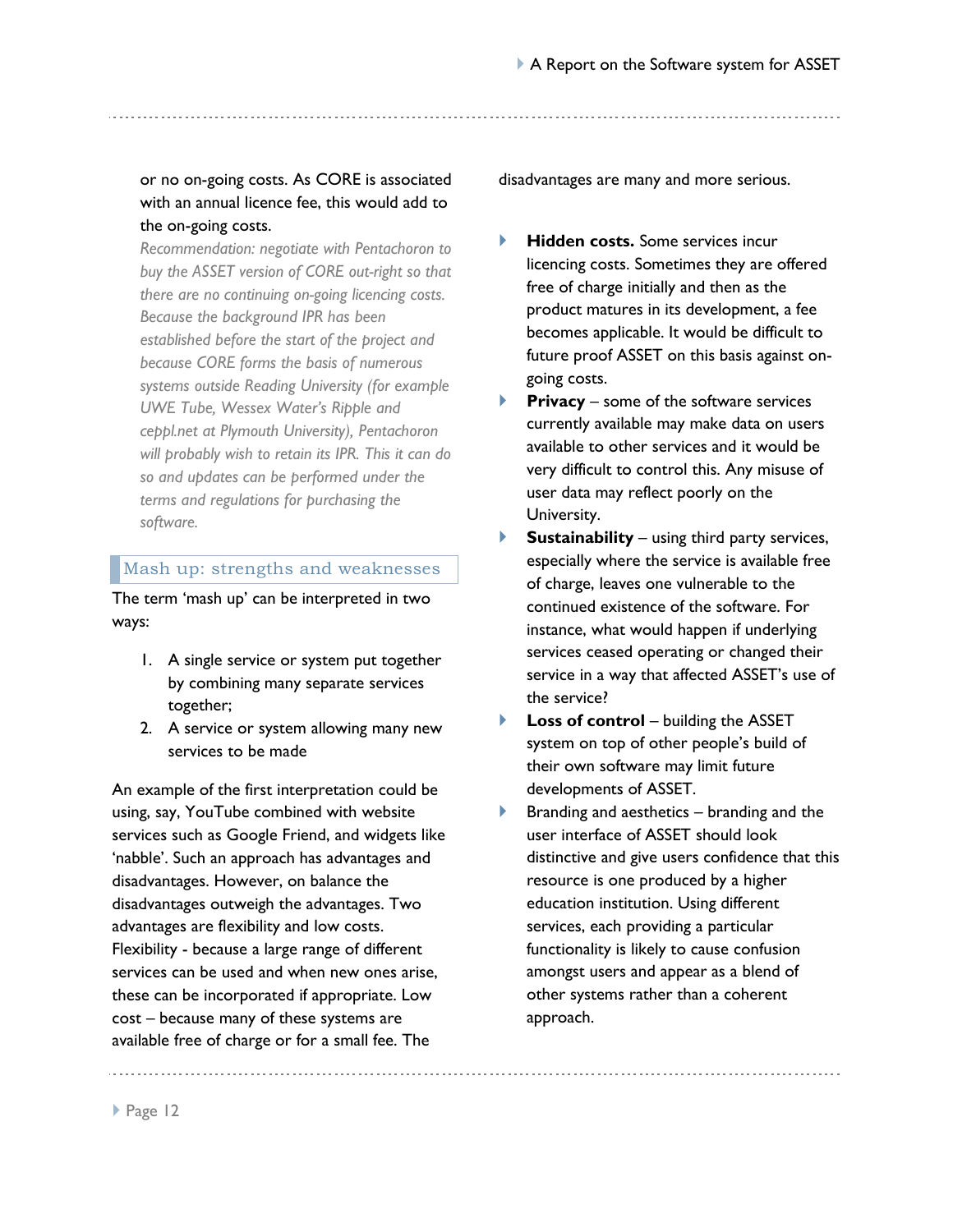or no on-going costs. As CORE is associated with an annual licence fee, this would add to the on-going costs.

*Recommendation: negotiate with Pentachoron to buy the ASSET version of CORE out-right so that there are no continuing on-going licencing costs. Because the background IPR has been established before the start of the project and because CORE forms the basis of numerous systems outside Reading University (for example UWE Tube, Wessex Water's Ripple and ceppl.net at Plymouth University), Pentachoron will probably wish to retain its IPR. This it can do so and updates can be performed under the terms and regulations for purchasing the software.*

## Mash up: strengths and weaknesses

The term 'mash up' can be interpreted in two ways:

1. A single service or system put together by combining many separate services together;
2. A service or system allowing many new services to be made

An example of the first interpretation could be using, say, YouTube combined with website services such as Google Friend, and widgets like 'nabble'. Such an approach has advantages and disadvantages. However, on balance the disadvantages outweigh the advantages. Two advantages are flexibility and low costs. Flexibility - because a large range of different services can be used and when new ones arise, these can be incorporated if appropriate. Low cost – because many of these systems are available free of charge or for a small fee. The disadvantages are many and more serious.

- **Hidden costs.** Some services incur licencing costs. Sometimes they are offered free of charge initially and then as the product matures in its development, a fee becomes applicable. It would be difficult to future proof ASSET on this basis against on-going costs.
- **Privacy** – some of the software services currently available may make data on users available to other services and it would be very difficult to control this. Any misuse of user data may reflect poorly on the University.
- **Sustainability** – using third party services, especially where the service is available free of charge, leaves one vulnerable to the continued existence of the software. For instance, what would happen if underlying services ceased operating or changed their service in a way that affected ASSET's use of the service?
- **Loss of control** – building the ASSET system on top of other people's build of their own software may limit future developments of ASSET.
- Branding and aesthetics – branding and the user interface of ASSET should look distinctive and give users confidence that this resource is one produced by a higher education institution. Using different services, each providing a particular functionality is likely to cause confusion amongst users and appear as a blend of other systems rather than a coherent approach.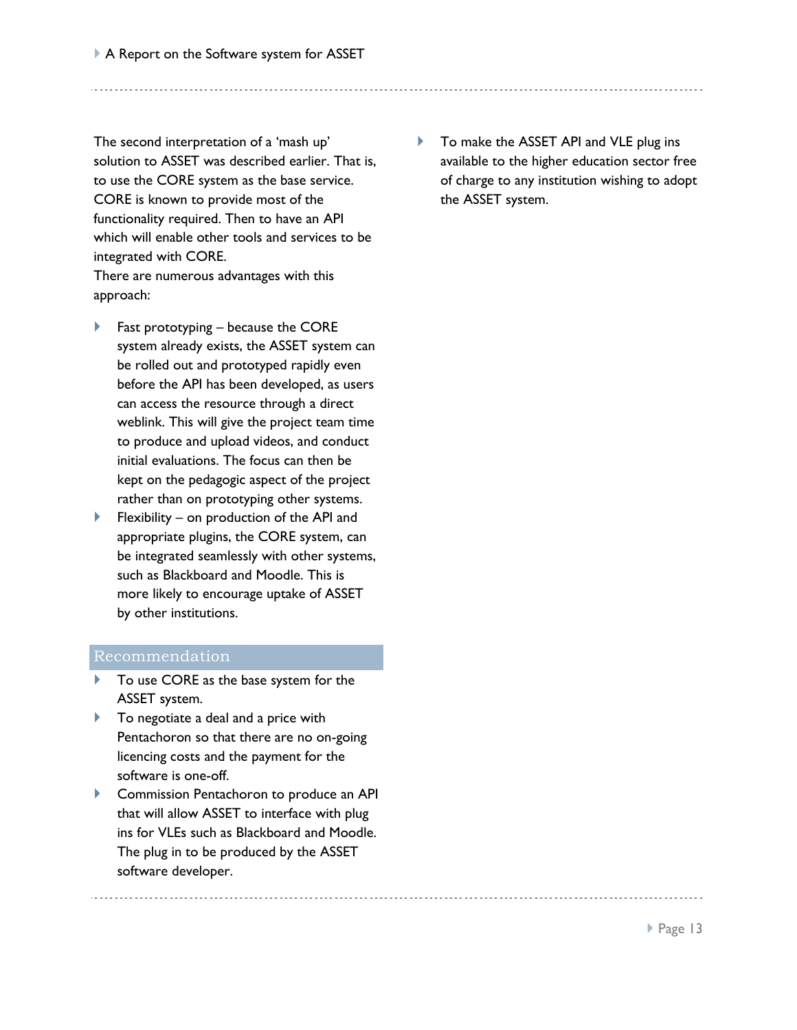The second interpretation of a 'mash up' solution to ASSET was described earlier. That is, to use the CORE system as the base service. CORE is known to provide most of the functionality required. Then to have an API which will enable other tools and services to be integrated with CORE.
There are numerous advantages with this approach:

- Fast prototyping – because the CORE system already exists, the ASSET system can be rolled out and prototyped rapidly even before the API has been developed, as users can access the resource through a direct weblink. This will give the project team time to produce and upload videos, and conduct initial evaluations. The focus can then be kept on the pedagogic aspect of the project rather than on prototyping other systems.
- Flexibility – on production of the API and appropriate plugins, the CORE system, can be integrated seamlessly with other systems, such as Blackboard and Moodle. This is more likely to encourage uptake of ASSET by other institutions.

## Recommendation

- To use CORE as the base system for the ASSET system.
- To negotiate a deal and a price with Pentachoron so that there are no on-going licencing costs and the payment for the software is one-off.
- Commission Pentachoron to produce an API that will allow ASSET to interface with plug ins for VLEs such as Blackboard and Moodle. The plug in to be produced by the ASSET software developer.
- To make the ASSET API and VLE plug ins available to the higher education sector free of charge to any institution wishing to adopt the ASSET system.